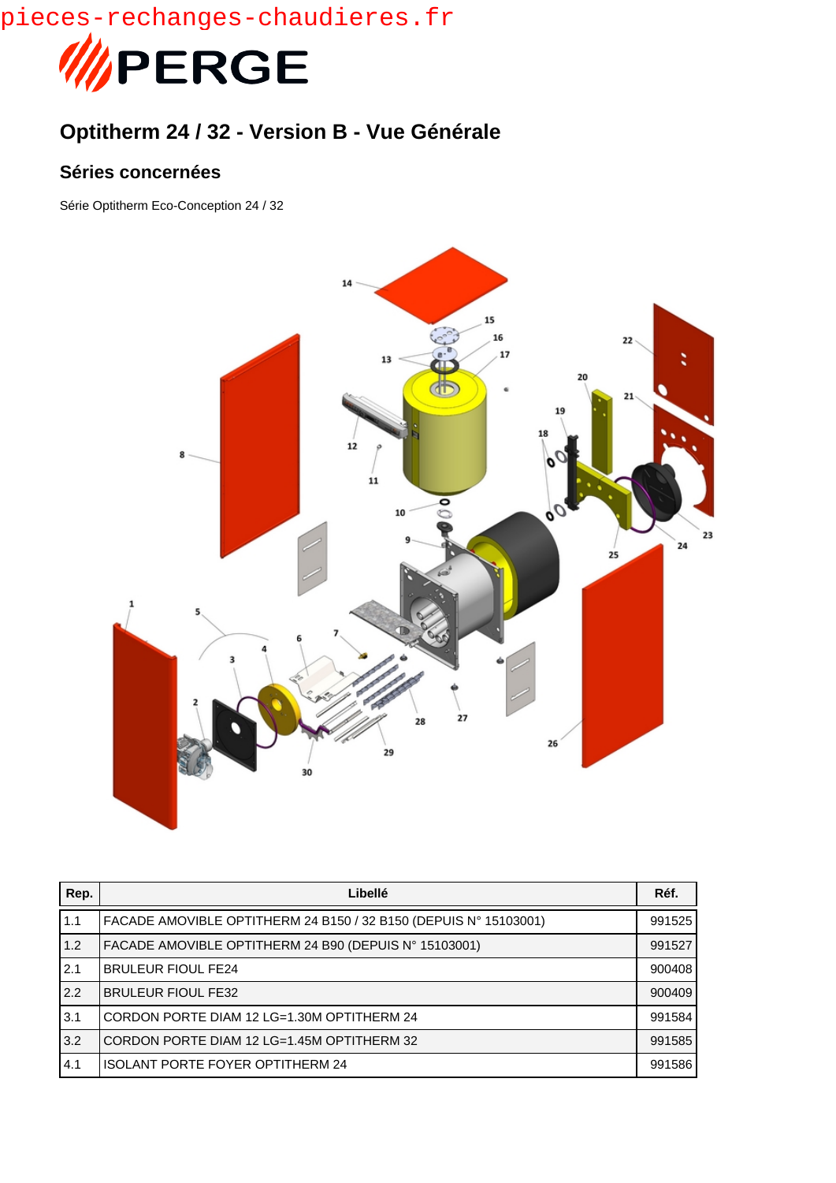pieces-rechanges-chaudieres.fr

PERGE

## Optitherm 24 / 32 - Version B - Vue Générale

### Séries concernées

Série Optitherm Eco-Conception 24 / 32

| Rep. | Libellé | Réf. |
|---|---|---|
| 1.1 | FACADE AMOVIBLE OPTITHERM 24 B150 / 32 B150 (DEPUIS N° 15103001) | 991525 |
| 1.2 | FACADE AMOVIBLE OPTITHERM 24 B90 (DEPUIS N° 15103001) | 991527 |
| 2.1 | BRULEUR FIOUL FE24 | 900408 |
| 2.2 | BRULEUR FIOUL FE32 | 900409 |
| 3.1 | CORDON PORTE DIAM 12 LG=1.30M OPTITHERM 24 | 991584 |
| 3.2 | CORDON PORTE DIAM 12 LG=1.45M OPTITHERM 32 | 991585 |
| 4.1 | ISOLANT PORTE FOYER OPTITHERM 24 | 991586 |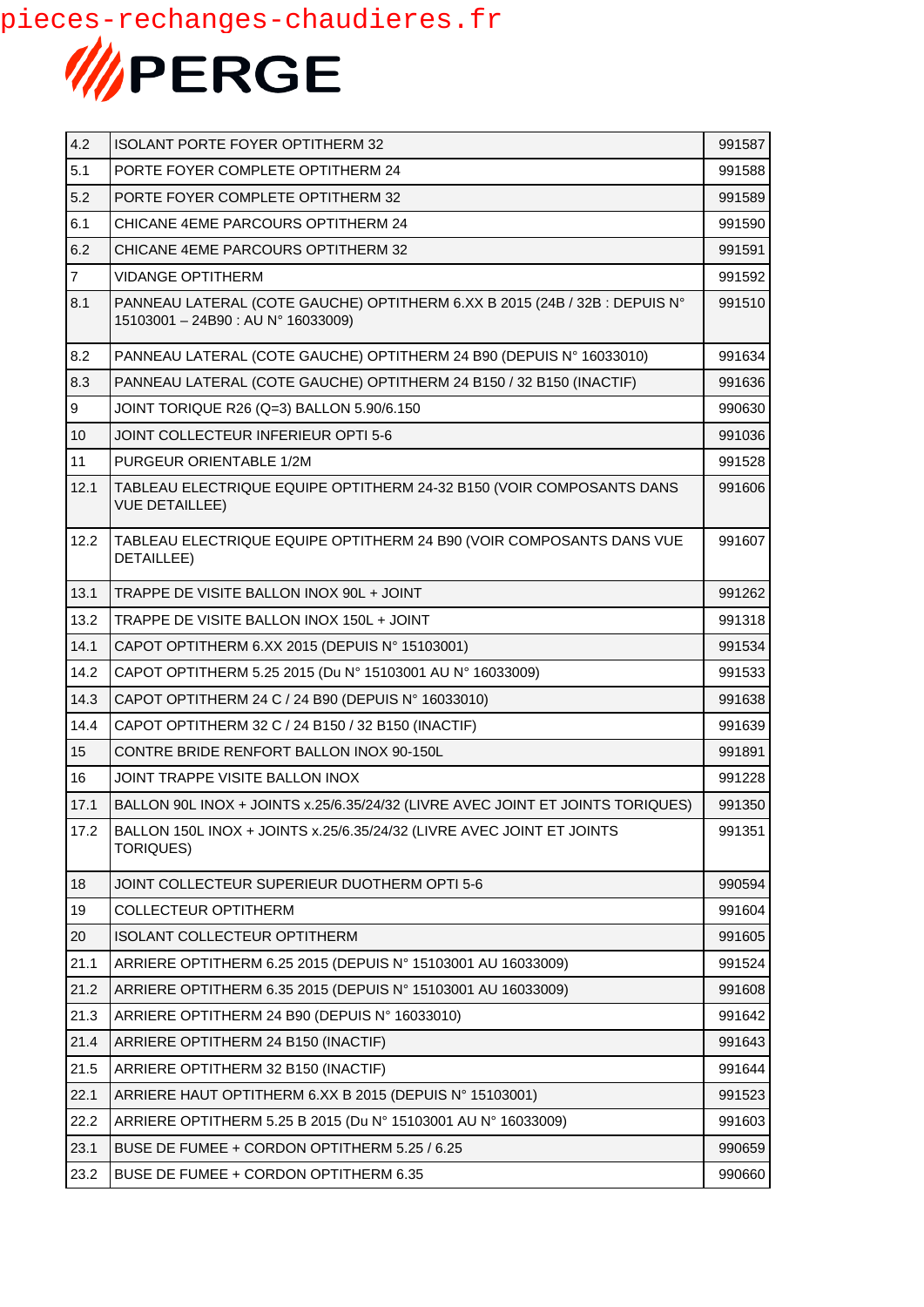pieces-rechanges-chaudieres.fr

PERGE

| | | |
|---|---|---|
| 4.2 | ISOLANT PORTE FOYER OPTITHERM 32 | 991587 |
| 5.1 | PORTE FOYER COMPLETE OPTITHERM 24 | 991588 |
| 5.2 | PORTE FOYER COMPLETE OPTITHERM 32 | 991589 |
| 6.1 | CHICANE 4EME PARCOURS OPTITHERM 24 | 991590 |
| 6.2 | CHICANE 4EME PARCOURS OPTITHERM 32 | 991591 |
| 7 | VIDANGE OPTITHERM | 991592 |
| 8.1 | PANNEAU LATERAL (COTE GAUCHE) OPTITHERM 6.XX B 2015 (24B / 32B : DEPUIS N° 15103001 – 24B90 : AU N° 16033009) | 991510 |
| 8.2 | PANNEAU LATERAL (COTE GAUCHE) OPTITHERM 24 B90 (DEPUIS N° 16033010) | 991634 |
| 8.3 | PANNEAU LATERAL (COTE GAUCHE) OPTITHERM 24 B150 / 32 B150 (INACTIF) | 991636 |
| 9 | JOINT TORIQUE R26 (Q=3) BALLON 5.90/6.150 | 990630 |
| 10 | JOINT COLLECTEUR INFERIEUR OPTI 5-6 | 991036 |
| 11 | PURGEUR ORIENTABLE 1/2M | 991528 |
| 12.1 | TABLEAU ELECTRIQUE EQUIPE OPTITHERM 24-32 B150 (VOIR COMPOSANTS DANS VUE DETAILLEE) | 991606 |
| 12.2 | TABLEAU ELECTRIQUE EQUIPE OPTITHERM 24 B90 (VOIR COMPOSANTS DANS VUE DETAILLEE) | 991607 |
| 13.1 | TRAPPE DE VISITE BALLON INOX 90L + JOINT | 991262 |
| 13.2 | TRAPPE DE VISITE BALLON INOX 150L + JOINT | 991318 |
| 14.1 | CAPOT OPTITHERM 6.XX 2015 (DEPUIS N° 15103001) | 991534 |
| 14.2 | CAPOT OPTITHERM 5.25 2015 (Du N° 15103001 AU N° 16033009) | 991533 |
| 14.3 | CAPOT OPTITHERM 24 C / 24 B90 (DEPUIS N° 16033010) | 991638 |
| 14.4 | CAPOT OPTITHERM 32 C / 24 B150 / 32 B150 (INACTIF) | 991639 |
| 15 | CONTRE BRIDE RENFORT BALLON INOX 90-150L | 991891 |
| 16 | JOINT TRAPPE VISITE BALLON INOX | 991228 |
| 17.1 | BALLON 90L INOX + JOINTS x.25/6.35/24/32 (LIVRE AVEC JOINT ET JOINTS TORIQUES) | 991350 |
| 17.2 | BALLON 150L INOX + JOINTS x.25/6.35/24/32 (LIVRE AVEC JOINT ET JOINTS TORIQUES) | 991351 |
| 18 | JOINT COLLECTEUR SUPERIEUR DUOTHERM OPTI 5-6 | 990594 |
| 19 | COLLECTEUR OPTITHERM | 991604 |
| 20 | ISOLANT COLLECTEUR OPTITHERM | 991605 |
| 21.1 | ARRIERE OPTITHERM 6.25 2015 (DEPUIS N° 15103001 AU 16033009) | 991524 |
| 21.2 | ARRIERE OPTITHERM 6.35 2015 (DEPUIS N° 15103001 AU 16033009) | 991608 |
| 21.3 | ARRIERE OPTITHERM 24 B90 (DEPUIS N° 16033010) | 991642 |
| 21.4 | ARRIERE OPTITHERM 24 B150 (INACTIF) | 991643 |
| 21.5 | ARRIERE OPTITHERM 32 B150 (INACTIF) | 991644 |
| 22.1 | ARRIERE HAUT OPTITHERM 6.XX B 2015 (DEPUIS N° 15103001) | 991523 |
| 22.2 | ARRIERE OPTITHERM 5.25 B 2015 (Du N° 15103001 AU N° 16033009) | 991603 |
| 23.1 | BUSE DE FUMEE + CORDON OPTITHERM 5.25 / 6.25 | 990659 |
| 23.2 | BUSE DE FUMEE + CORDON OPTITHERM 6.35 | 990660 |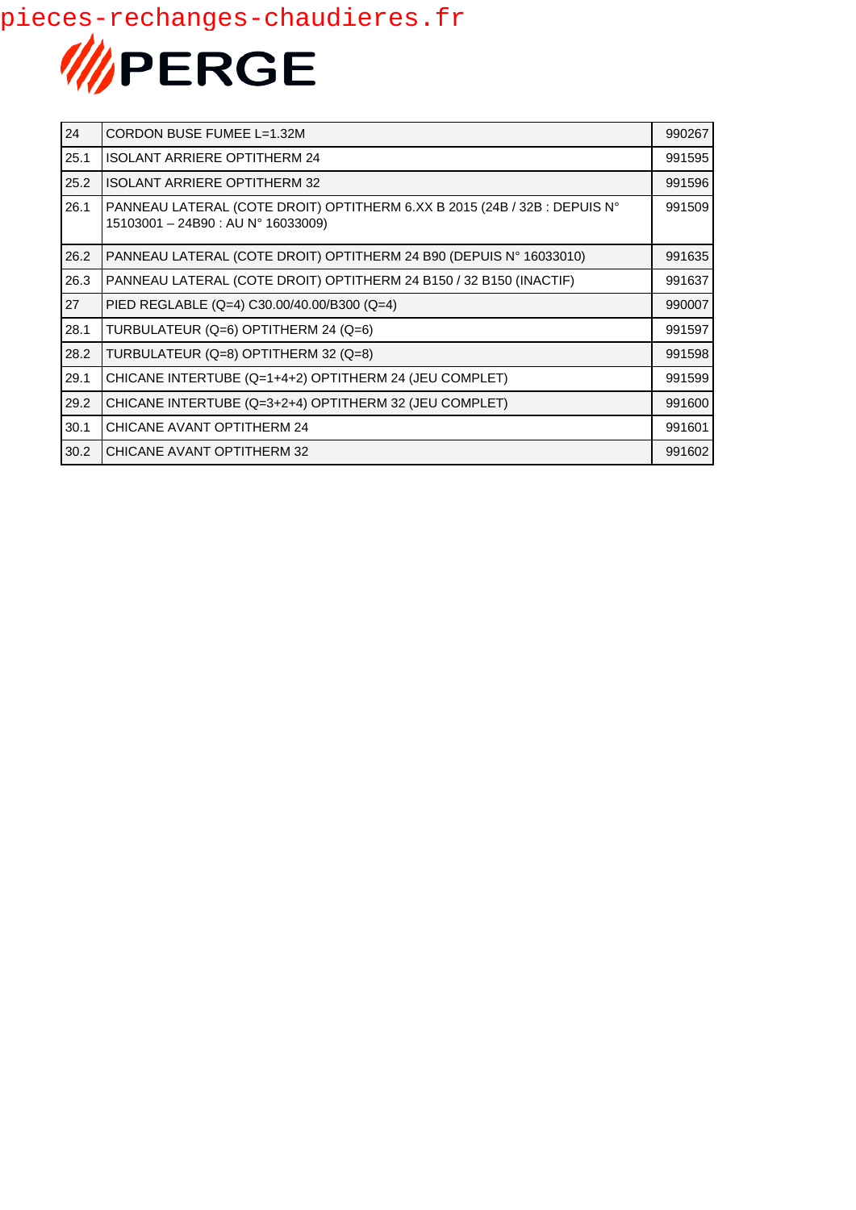pieces-rechanges-chaudieres.fr

PERGE

| | | |
|---|---|---|
| 24 | CORDON BUSE FUMEE L=1.32M | 990267 |
| 25.1 | ISOLANT ARRIERE OPTITHERM 24 | 991595 |
| 25.2 | ISOLANT ARRIERE OPTITHERM 32 | 991596 |
| 26.1 | PANNEAU LATERAL (COTE DROIT) OPTITHERM 6.XX B 2015 (24B / 32B : DEPUIS N° 15103001 – 24B90 : AU N° 16033009) | 991509 |
| 26.2 | PANNEAU LATERAL (COTE DROIT) OPTITHERM 24 B90 (DEPUIS N° 16033010) | 991635 |
| 26.3 | PANNEAU LATERAL (COTE DROIT) OPTITHERM 24 B150 / 32 B150 (INACTIF) | 991637 |
| 27 | PIED REGLABLE (Q=4) C30.00/40.00/B300 (Q=4) | 990007 |
| 28.1 | TURBULATEUR (Q=6) OPTITHERM 24 (Q=6) | 991597 |
| 28.2 | TURBULATEUR (Q=8) OPTITHERM 32 (Q=8) | 991598 |
| 29.1 | CHICANE INTERTUBE (Q=1+4+2) OPTITHERM 24 (JEU COMPLET) | 991599 |
| 29.2 | CHICANE INTERTUBE (Q=3+2+4) OPTITHERM 32 (JEU COMPLET) | 991600 |
| 30.1 | CHICANE AVANT OPTITHERM 24 | 991601 |
| 30.2 | CHICANE AVANT OPTITHERM 32 | 991602 |